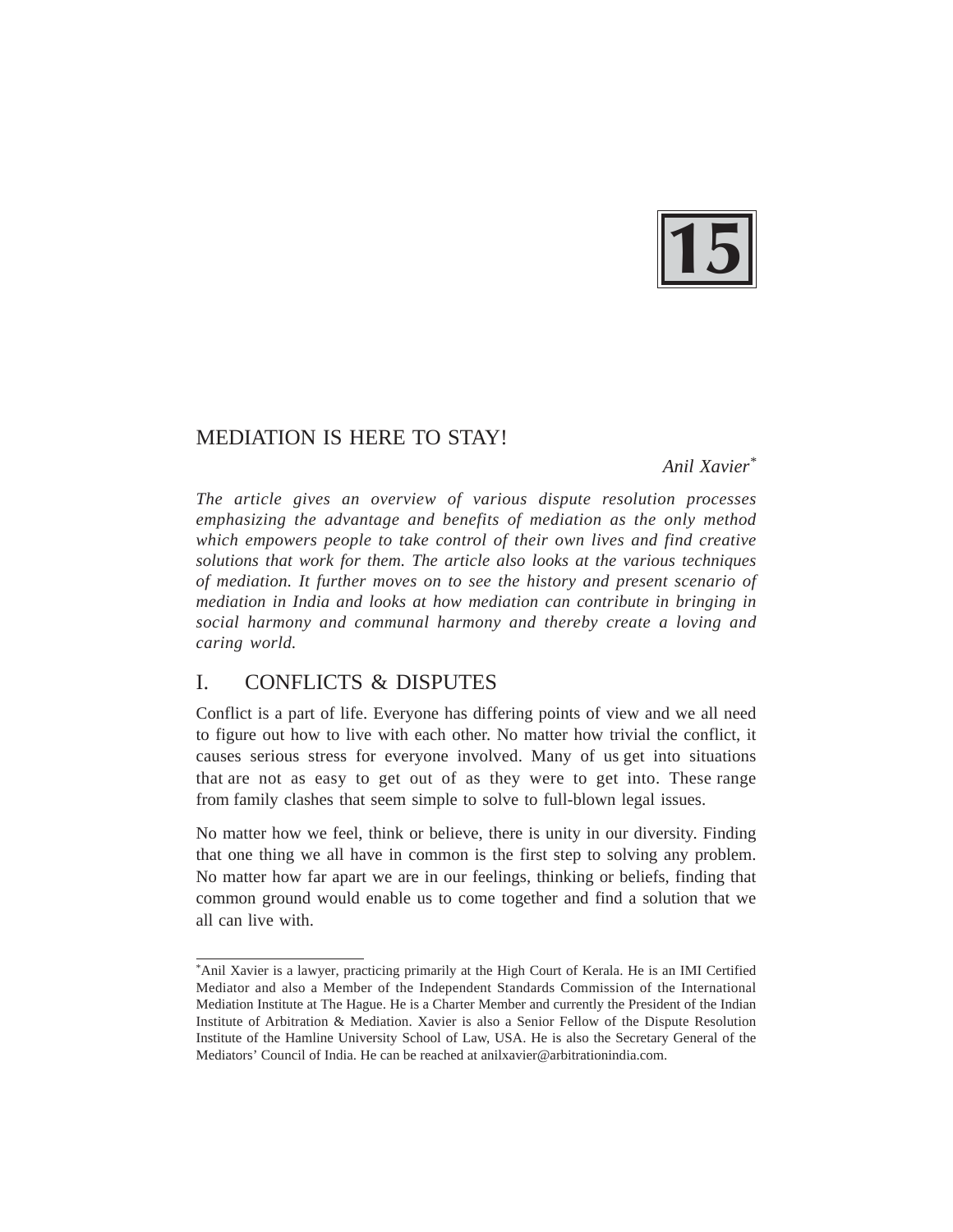# MEDIATION IS HERE TO STAY!

*Anil Xavier*[*]

*The article gives an overview of various dispute resolution processes emphasizing the advantage and benefits of mediation as the only method which empowers people to take control of their own lives and find creative solutions that work for them. The article also looks at the various techniques of mediation. It further moves on to see the history and present scenario of mediation in India and looks at how mediation can contribute in bringing in social harmony and communal harmony and thereby create a loving and caring world.*

## I. CONFLICTS & DISPUTES

Conflict is a part of life. Everyone has differing points of view and we all need to figure out how to live with each other. No matter how trivial the conflict, it causes serious stress for everyone involved. Many of us get into situations that are not as easy to get out of as they were to get into. These range from family clashes that seem simple to solve to full-blown legal issues.

No matter how we feel, think or believe, there is unity in our diversity. Finding that one thing we all have in common is the first step to solving any problem. No matter how far apart we are in our feelings, thinking or beliefs, finding that common ground would enable us to come together and find a solution that we all can live with.

---

[*]Anil Xavier is a lawyer, practicing primarily at the High Court of Kerala. He is an IMI Certified Mediator and also a Member of the Independent Standards Commission of the International Mediation Institute at The Hague. He is a Charter Member and currently the President of the Indian Institute of Arbitration & Mediation. Xavier is also a Senior Fellow of the Dispute Resolution Institute of the Hamline University School of Law, USA. He is also the Secretary General of the Mediators' Council of India. He can be reached at anilxavier@arbitrationindia.com.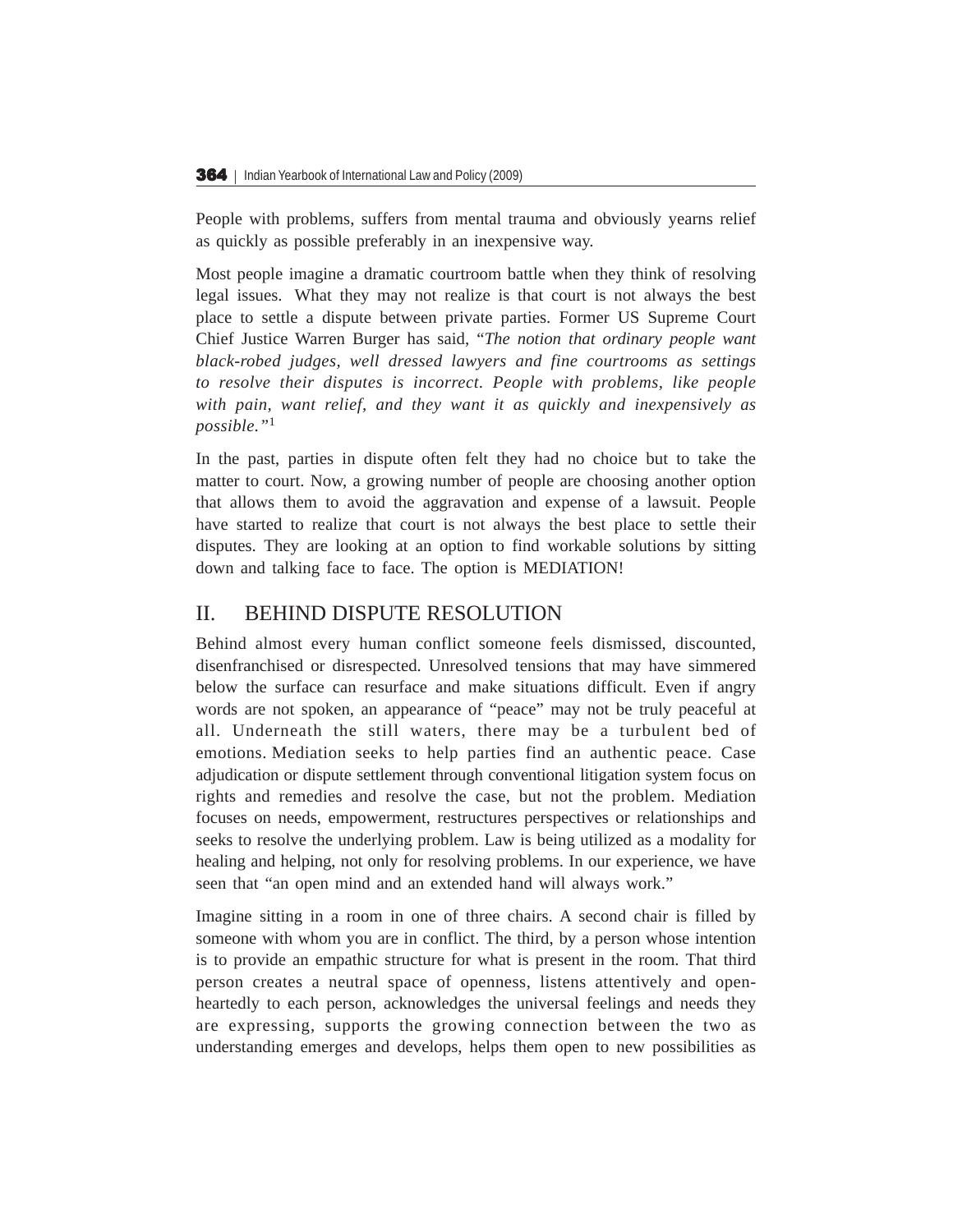People with problems, suffers from mental trauma and obviously yearns relief as quickly as possible preferably in an inexpensive way.

Most people imagine a dramatic courtroom battle when they think of resolving legal issues. What they may not realize is that court is not always the best place to settle a dispute between private parties. Former US Supreme Court Chief Justice Warren Burger has said, "*The notion that ordinary people want black-robed judges, well dressed lawyers and fine courtrooms as settings to resolve their disputes is incorrect. People with problems, like people with pain, want relief, and they want it as quickly and inexpensively as possible.*"[1]

In the past, parties in dispute often felt they had no choice but to take the matter to court. Now, a growing number of people are choosing another option that allows them to avoid the aggravation and expense of a lawsuit. People have started to realize that court is not always the best place to settle their disputes. They are looking at an option to find workable solutions by sitting down and talking face to face. The option is MEDIATION!

## II. BEHIND DISPUTE RESOLUTION

Behind almost every human conflict someone feels dismissed, discounted, disenfranchised or disrespected. Unresolved tensions that may have simmered below the surface can resurface and make situations difficult. Even if angry words are not spoken, an appearance of "peace" may not be truly peaceful at all. Underneath the still waters, there may be a turbulent bed of emotions. Mediation seeks to help parties find an authentic peace. Case adjudication or dispute settlement through conventional litigation system focus on rights and remedies and resolve the case, but not the problem. Mediation focuses on needs, empowerment, restructures perspectives or relationships and seeks to resolve the underlying problem. Law is being utilized as a modality for healing and helping, not only for resolving problems. In our experience, we have seen that "an open mind and an extended hand will always work."

Imagine sitting in a room in one of three chairs. A second chair is filled by someone with whom you are in conflict. The third, by a person whose intention is to provide an empathic structure for what is present in the room. That third person creates a neutral space of openness, listens attentively and open-heartedly to each person, acknowledges the universal feelings and needs they are expressing, supports the growing connection between the two as understanding emerges and develops, helps them open to new possibilities as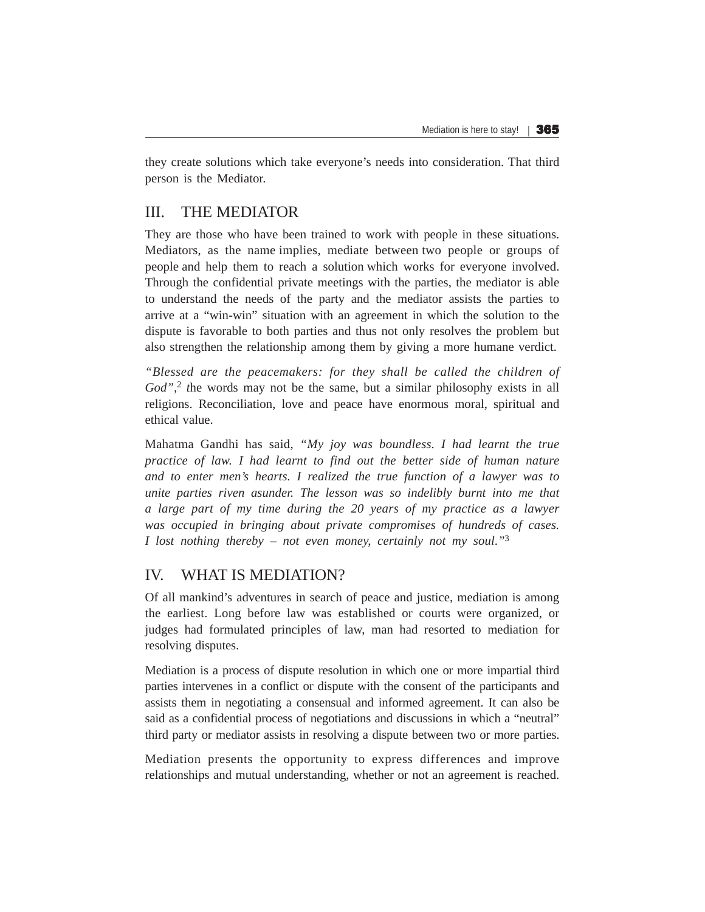they create solutions which take everyone's needs into consideration. That third person is the Mediator.

## III. THE MEDIATOR

They are those who have been trained to work with people in these situations. Mediators, as the name implies, mediate between two people or groups of people and help them to reach a solution which works for everyone involved. Through the confidential private meetings with the parties, the mediator is able to understand the needs of the party and the mediator assists the parties to arrive at a "win-win" situation with an agreement in which the solution to the dispute is favorable to both parties and thus not only resolves the problem but also strengthen the relationship among them by giving a more humane verdict.

*"Blessed are the peacemakers: for they shall be called the children of God"*,[2] *t*he words may not be the same, but a similar philosophy exists in all religions. Reconciliation, love and peace have enormous moral, spiritual and ethical value.

Mahatma Gandhi has said, *"My joy was boundless. I had learnt the true practice of law. I had learnt to find out the better side of human nature and to enter men's hearts. I realized the true function of a lawyer was to unite parties riven asunder. The lesson was so indelibly burnt into me that a large part of my time during the 20 years of my practice as a lawyer was occupied in bringing about private compromises of hundreds of cases. I lost nothing thereby – not even money, certainly not my soul."*[3]

## IV. WHAT IS MEDIATION?

Of all mankind's adventures in search of peace and justice, mediation is among the earliest. Long before law was established or courts were organized, or judges had formulated principles of law, man had resorted to mediation for resolving disputes.

Mediation is a process of dispute resolution in which one or more impartial third parties intervenes in a conflict or dispute with the consent of the participants and assists them in negotiating a consensual and informed agreement. It can also be said as a confidential process of negotiations and discussions in which a "neutral" third party or mediator assists in resolving a dispute between two or more parties.

Mediation presents the opportunity to express differences and improve relationships and mutual understanding, whether or not an agreement is reached.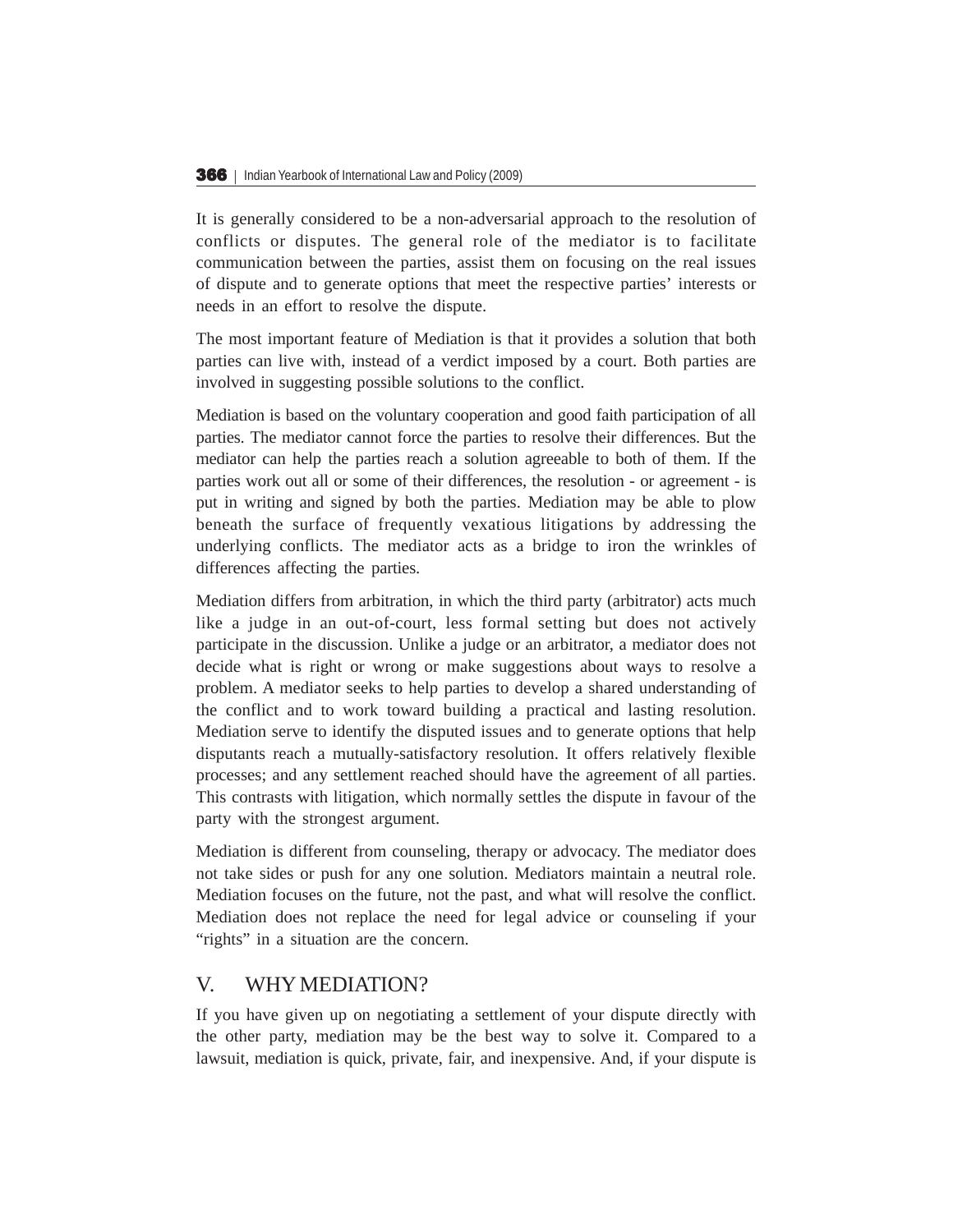It is generally considered to be a non-adversarial approach to the resolution of conflicts or disputes. The general role of the mediator is to facilitate communication between the parties, assist them on focusing on the real issues of dispute and to generate options that meet the respective parties' interests or needs in an effort to resolve the dispute.

The most important feature of Mediation is that it provides a solution that both parties can live with, instead of a verdict imposed by a court. Both parties are involved in suggesting possible solutions to the conflict.

Mediation is based on the voluntary cooperation and good faith participation of all parties. The mediator cannot force the parties to resolve their differences. But the mediator can help the parties reach a solution agreeable to both of them. If the parties work out all or some of their differences, the resolution - or agreement - is put in writing and signed by both the parties. Mediation may be able to plow beneath the surface of frequently vexatious litigations by addressing the underlying conflicts. The mediator acts as a bridge to iron the wrinkles of differences affecting the parties.

Mediation differs from arbitration, in which the third party (arbitrator) acts much like a judge in an out-of-court, less formal setting but does not actively participate in the discussion. Unlike a judge or an arbitrator, a mediator does not decide what is right or wrong or make suggestions about ways to resolve a problem. A mediator seeks to help parties to develop a shared understanding of the conflict and to work toward building a practical and lasting resolution. Mediation serve to identify the disputed issues and to generate options that help disputants reach a mutually-satisfactory resolution. It offers relatively flexible processes; and any settlement reached should have the agreement of all parties. This contrasts with litigation, which normally settles the dispute in favour of the party with the strongest argument.

Mediation is different from counseling, therapy or advocacy. The mediator does not take sides or push for any one solution. Mediators maintain a neutral role. Mediation focuses on the future, not the past, and what will resolve the conflict. Mediation does not replace the need for legal advice or counseling if your "rights" in a situation are the concern.

## V. WHY MEDIATION?

If you have given up on negotiating a settlement of your dispute directly with the other party, mediation may be the best way to solve it. Compared to a lawsuit, mediation is quick, private, fair, and inexpensive. And, if your dispute is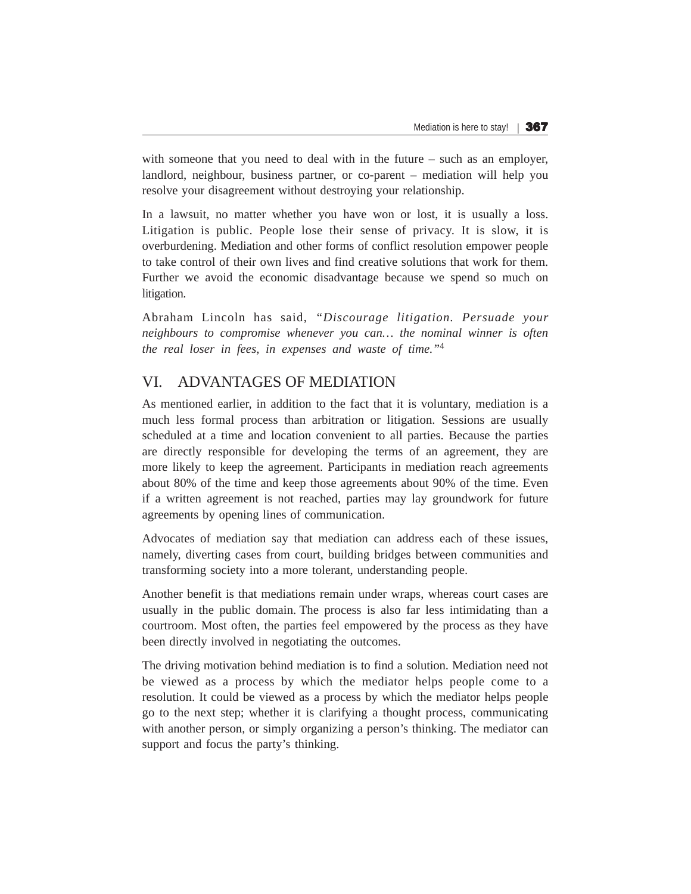with someone that you need to deal with in the future – such as an employer, landlord, neighbour, business partner, or co-parent – mediation will help you resolve your disagreement without destroying your relationship.

In a lawsuit, no matter whether you have won or lost, it is usually a loss. Litigation is public. People lose their sense of privacy. It is slow, it is overburdening. Mediation and other forms of conflict resolution empower people to take control of their own lives and find creative solutions that work for them. Further we avoid the economic disadvantage because we spend so much on litigation.

Abraham Lincoln has said, *"Discourage litigation. Persuade your neighbours to compromise whenever you can… the nominal winner is often the real loser in fees, in expenses and waste of time."*[4]

## VI. ADVANTAGES OF MEDIATION

As mentioned earlier, in addition to the fact that it is voluntary, mediation is a much less formal process than arbitration or litigation. Sessions are usually scheduled at a time and location convenient to all parties. Because the parties are directly responsible for developing the terms of an agreement, they are more likely to keep the agreement. Participants in mediation reach agreements about 80% of the time and keep those agreements about 90% of the time. Even if a written agreement is not reached, parties may lay groundwork for future agreements by opening lines of communication.

Advocates of mediation say that mediation can address each of these issues, namely, diverting cases from court, building bridges between communities and transforming society into a more tolerant, understanding people.

Another benefit is that mediations remain under wraps, whereas court cases are usually in the public domain. The process is also far less intimidating than a courtroom. Most often, the parties feel empowered by the process as they have been directly involved in negotiating the outcomes.

The driving motivation behind mediation is to find a solution. Mediation need not be viewed as a process by which the mediator helps people come to a resolution. It could be viewed as a process by which the mediator helps people go to the next step; whether it is clarifying a thought process, communicating with another person, or simply organizing a person's thinking. The mediator can support and focus the party's thinking.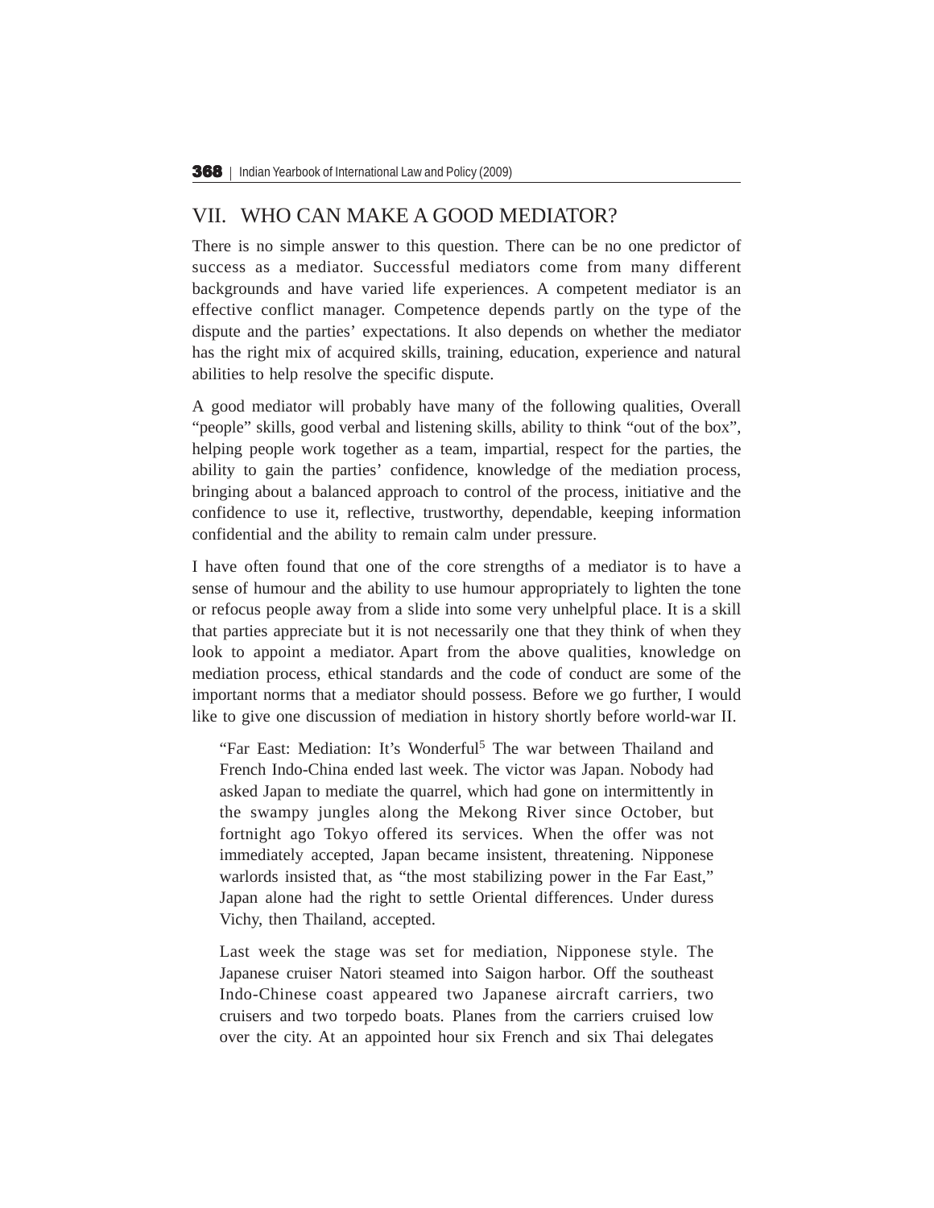## VII. WHO CAN MAKE A GOOD MEDIATOR?

There is no simple answer to this question. There can be no one predictor of success as a mediator. Successful mediators come from many different backgrounds and have varied life experiences. A competent mediator is an effective conflict manager. Competence depends partly on the type of the dispute and the parties' expectations. It also depends on whether the mediator has the right mix of acquired skills, training, education, experience and natural abilities to help resolve the specific dispute.

A good mediator will probably have many of the following qualities, Overall "people" skills, good verbal and listening skills, ability to think "out of the box", helping people work together as a team, impartial, respect for the parties, the ability to gain the parties' confidence, knowledge of the mediation process, bringing about a balanced approach to control of the process, initiative and the confidence to use it, reflective, trustworthy, dependable, keeping information confidential and the ability to remain calm under pressure.

I have often found that one of the core strengths of a mediator is to have a sense of humour and the ability to use humour appropriately to lighten the tone or refocus people away from a slide into some very unhelpful place. It is a skill that parties appreciate but it is not necessarily one that they think of when they look to appoint a mediator. Apart from the above qualities, knowledge on mediation process, ethical standards and the code of conduct are some of the important norms that a mediator should possess. Before we go further, I would like to give one discussion of mediation in history shortly before world-war II.

> "Far East: Mediation: It's Wonderful[5] The war between Thailand and French Indo-China ended last week. The victor was Japan. Nobody had asked Japan to mediate the quarrel, which had gone on intermittently in the swampy jungles along the Mekong River since October, but fortnight ago Tokyo offered its services. When the offer was not immediately accepted, Japan became insistent, threatening. Nipponese warlords insisted that, as "the most stabilizing power in the Far East," Japan alone had the right to settle Oriental differences. Under duress Vichy, then Thailand, accepted.
>
> Last week the stage was set for mediation, Nipponese style. The Japanese cruiser Natori steamed into Saigon harbor. Off the southeast Indo-Chinese coast appeared two Japanese aircraft carriers, two cruisers and two torpedo boats. Planes from the carriers cruised low over the city. At an appointed hour six French and six Thai delegates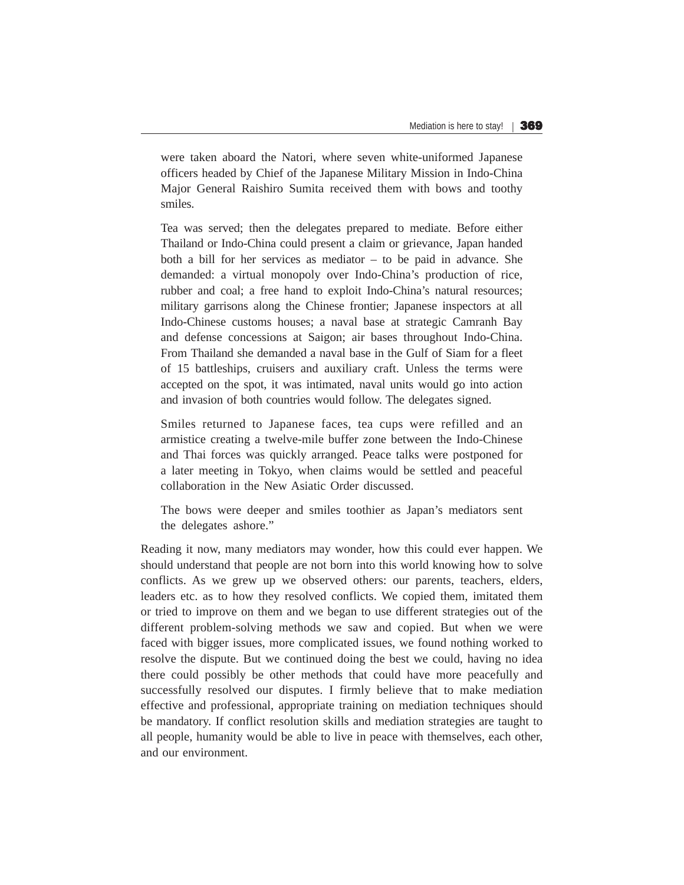> were taken aboard the Natori, where seven white-uniformed Japanese officers headed by Chief of the Japanese Military Mission in Indo-China Major General Raishiro Sumita received them with bows and toothy smiles.
>
> Tea was served; then the delegates prepared to mediate. Before either Thailand or Indo-China could present a claim or grievance, Japan handed both a bill for her services as mediator – to be paid in advance. She demanded: a virtual monopoly over Indo-China's production of rice, rubber and coal; a free hand to exploit Indo-China's natural resources; military garrisons along the Chinese frontier; Japanese inspectors at all Indo-Chinese customs houses; a naval base at strategic Camranh Bay and defense concessions at Saigon; air bases throughout Indo-China. From Thailand she demanded a naval base in the Gulf of Siam for a fleet of 15 battleships, cruisers and auxiliary craft. Unless the terms were accepted on the spot, it was intimated, naval units would go into action and invasion of both countries would follow. The delegates signed.
>
> Smiles returned to Japanese faces, tea cups were refilled and an armistice creating a twelve-mile buffer zone between the Indo-Chinese and Thai forces was quickly arranged. Peace talks were postponed for a later meeting in Tokyo, when claims would be settled and peaceful collaboration in the New Asiatic Order discussed.
>
> The bows were deeper and smiles toothier as Japan's mediators sent the delegates ashore."

Reading it now, many mediators may wonder, how this could ever happen. We should understand that people are not born into this world knowing how to solve conflicts. As we grew up we observed others: our parents, teachers, elders, leaders etc. as to how they resolved conflicts. We copied them, imitated them or tried to improve on them and we began to use different strategies out of the different problem-solving methods we saw and copied. But when we were faced with bigger issues, more complicated issues, we found nothing worked to resolve the dispute. But we continued doing the best we could, having no idea there could possibly be other methods that could have more peacefully and successfully resolved our disputes. I firmly believe that to make mediation effective and professional, appropriate training on mediation techniques should be mandatory. If conflict resolution skills and mediation strategies are taught to all people, humanity would be able to live in peace with themselves, each other, and our environment.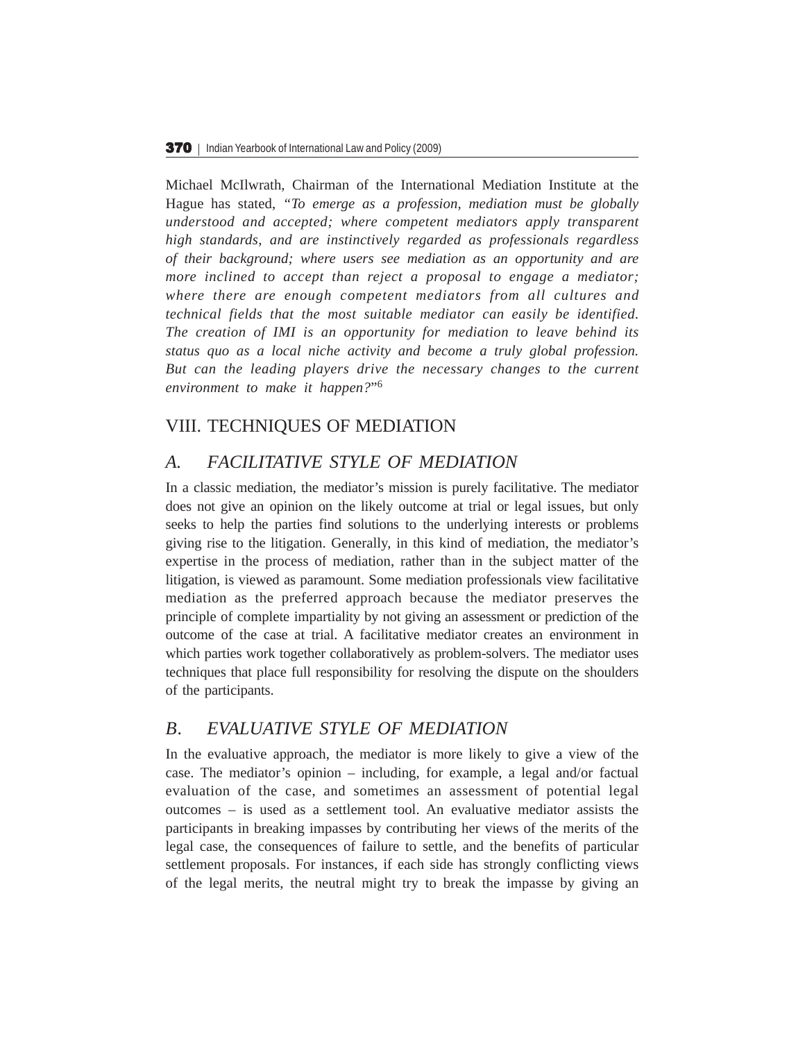Michael McIlwrath, Chairman of the International Mediation Institute at the Hague has stated, "*To emerge as a profession, mediation must be globally understood and accepted; where competent mediators apply transparent high standards, and are instinctively regarded as professionals regardless of their background; where users see mediation as an opportunity and are more inclined to accept than reject a proposal to engage a mediator; where there are enough competent mediators from all cultures and technical fields that the most suitable mediator can easily be identified. The creation of IMI is an opportunity for mediation to leave behind its status quo as a local niche activity and become a truly global profession. But can the leading players drive the necessary changes to the current environment to make it happen?*"[6]

## VIII. TECHNIQUES OF MEDIATION

### *A. FACILITATIVE STYLE OF MEDIATION*

In a classic mediation, the mediator's mission is purely facilitative. The mediator does not give an opinion on the likely outcome at trial or legal issues, but only seeks to help the parties find solutions to the underlying interests or problems giving rise to the litigation. Generally, in this kind of mediation, the mediator's expertise in the process of mediation, rather than in the subject matter of the litigation, is viewed as paramount. Some mediation professionals view facilitative mediation as the preferred approach because the mediator preserves the principle of complete impartiality by not giving an assessment or prediction of the outcome of the case at trial. A facilitative mediator creates an environment in which parties work together collaboratively as problem-solvers. The mediator uses techniques that place full responsibility for resolving the dispute on the shoulders of the participants.

### *B. EVALUATIVE STYLE OF MEDIATION*

In the evaluative approach, the mediator is more likely to give a view of the case. The mediator's opinion – including, for example, a legal and/or factual evaluation of the case, and sometimes an assessment of potential legal outcomes – is used as a settlement tool. An evaluative mediator assists the participants in breaking impasses by contributing her views of the merits of the legal case, the consequences of failure to settle, and the benefits of particular settlement proposals. For instances, if each side has strongly conflicting views of the legal merits, the neutral might try to break the impasse by giving an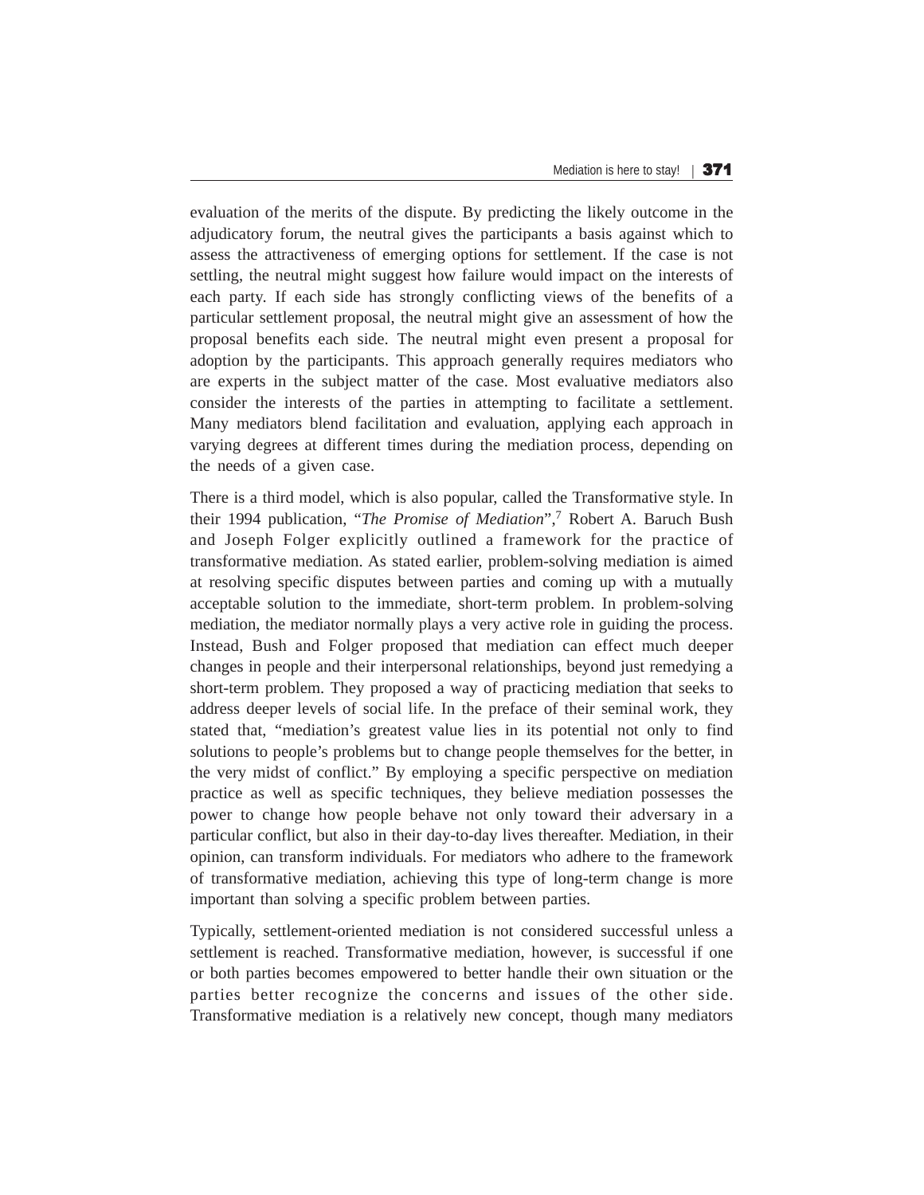evaluation of the merits of the dispute. By predicting the likely outcome in the adjudicatory forum, the neutral gives the participants a basis against which to assess the attractiveness of emerging options for settlement. If the case is not settling, the neutral might suggest how failure would impact on the interests of each party. If each side has strongly conflicting views of the benefits of a particular settlement proposal, the neutral might give an assessment of how the proposal benefits each side. The neutral might even present a proposal for adoption by the participants. This approach generally requires mediators who are experts in the subject matter of the case. Most evaluative mediators also consider the interests of the parties in attempting to facilitate a settlement. Many mediators blend facilitation and evaluation, applying each approach in varying degrees at different times during the mediation process, depending on the needs of a given case.

There is a third model, which is also popular, called the Transformative style. In their 1994 publication, "*The Promise of Mediation*",[7] Robert A. Baruch Bush and Joseph Folger explicitly outlined a framework for the practice of transformative mediation. As stated earlier, problem-solving mediation is aimed at resolving specific disputes between parties and coming up with a mutually acceptable solution to the immediate, short-term problem. In problem-solving mediation, the mediator normally plays a very active role in guiding the process. Instead, Bush and Folger proposed that mediation can effect much deeper changes in people and their interpersonal relationships, beyond just remedying a short-term problem. They proposed a way of practicing mediation that seeks to address deeper levels of social life. In the preface of their seminal work, they stated that, "mediation's greatest value lies in its potential not only to find solutions to people's problems but to change people themselves for the better, in the very midst of conflict." By employing a specific perspective on mediation practice as well as specific techniques, they believe mediation possesses the power to change how people behave not only toward their adversary in a particular conflict, but also in their day-to-day lives thereafter. Mediation, in their opinion, can transform individuals. For mediators who adhere to the framework of transformative mediation, achieving this type of long-term change is more important than solving a specific problem between parties.

Typically, settlement-oriented mediation is not considered successful unless a settlement is reached. Transformative mediation, however, is successful if one or both parties becomes empowered to better handle their own situation or the parties better recognize the concerns and issues of the other side. Transformative mediation is a relatively new concept, though many mediators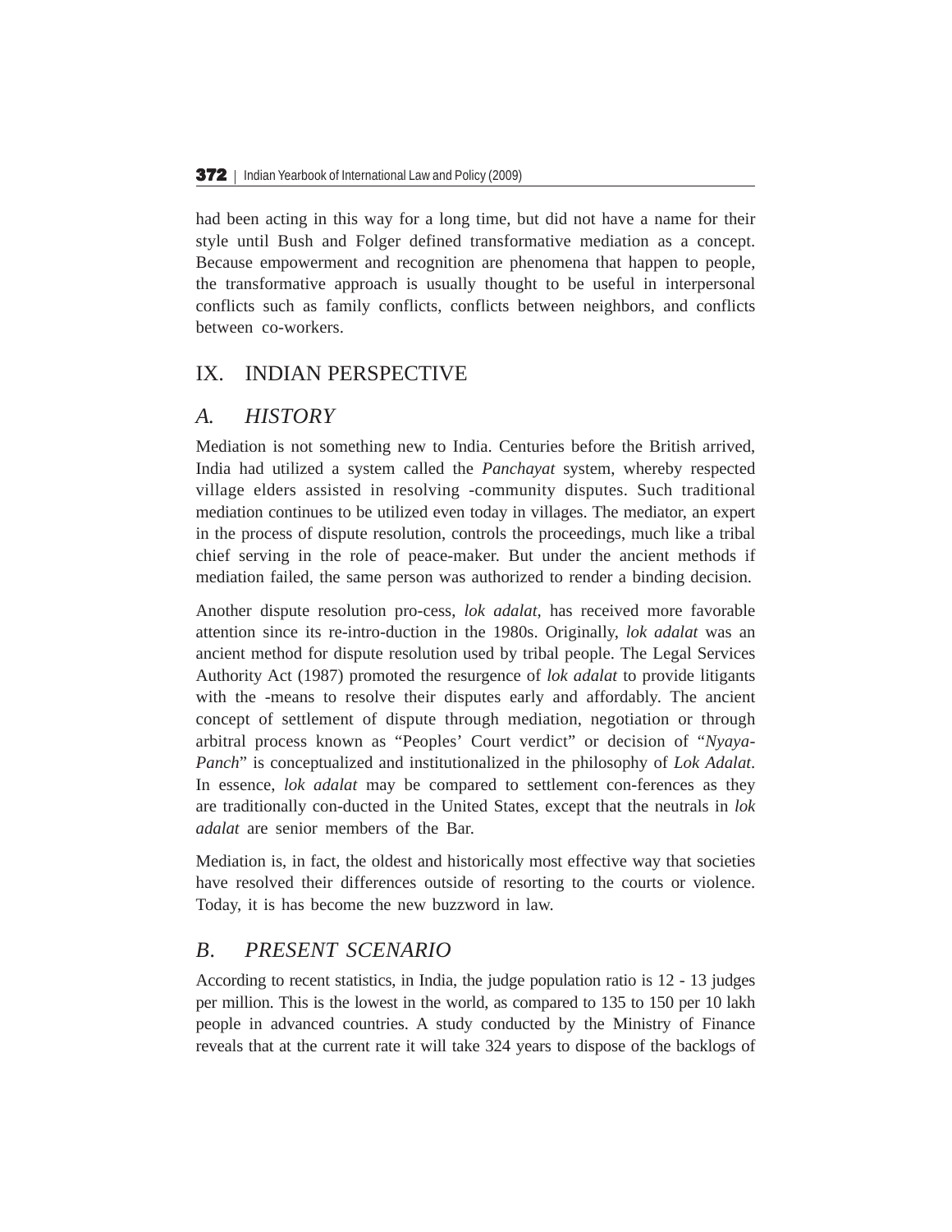had been acting in this way for a long time, but did not have a name for their style until Bush and Folger defined transformative mediation as a concept. Because empowerment and recognition are phenomena that happen to people, the transformative approach is usually thought to be useful in interpersonal conflicts such as family conflicts, conflicts between neighbors, and conflicts between co-workers.

## IX. INDIAN PERSPECTIVE

### *A. HISTORY*

Mediation is not something new to India. Centuries before the British arrived, India had utilized a system called the *Panchayat* system, whereby respected village elders assisted in resolving -community disputes. Such traditional mediation continues to be utilized even today in villages. The mediator, an expert in the process of dispute resolution, controls the proceedings, much like a tribal chief serving in the role of peace-maker. But under the ancient methods if mediation failed, the same person was authorized to render a binding decision.

Another dispute resolution pro-cess, *lok adalat,* has received more favorable attention since its re-intro-duction in the 1980s. Originally, *lok adalat* was an ancient method for dispute resolution used by tribal people. The Legal Services Authority Act (1987) promoted the resurgence of *lok adalat* to provide litigants with the -means to resolve their disputes early and affordably. The ancient concept of settlement of dispute through mediation, negotiation or through arbitral process known as "Peoples' Court verdict" or decision of "*Nyaya-Panch*" is conceptualized and institutionalized in the philosophy of *Lok Adalat*. In essence, *lok adalat* may be compared to settlement con-ferences as they are traditionally con-ducted in the United States, except that the neutrals in *lok adalat* are senior members of the Bar.

Mediation is, in fact, the oldest and historically most effective way that societies have resolved their differences outside of resorting to the courts or violence. Today, it is has become the new buzzword in law.

### *B. PRESENT SCENARIO*

According to recent statistics, in India, the judge population ratio is 12 - 13 judges per million. This is the lowest in the world, as compared to 135 to 150 per 10 lakh people in advanced countries. A study conducted by the Ministry of Finance reveals that at the current rate it will take 324 years to dispose of the backlogs of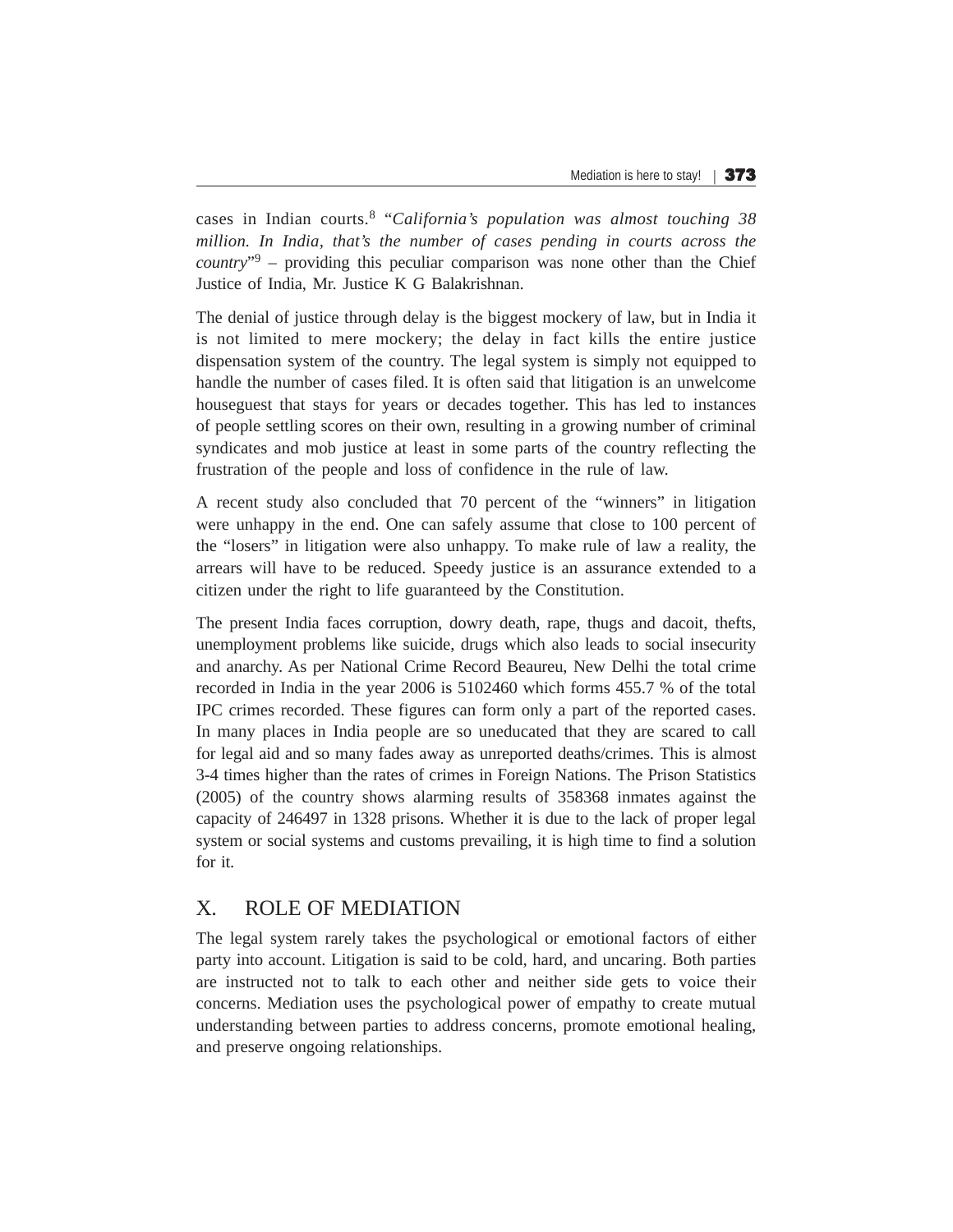cases in Indian courts.[8] "*California's population was almost touching 38 million. In India, that's the number of cases pending in courts across the country*"[9] – providing this peculiar comparison was none other than the Chief Justice of India, Mr. Justice K G Balakrishnan.

The denial of justice through delay is the biggest mockery of law, but in India it is not limited to mere mockery; the delay in fact kills the entire justice dispensation system of the country. The legal system is simply not equipped to handle the number of cases filed. It is often said that litigation is an unwelcome houseguest that stays for years or decades together. This has led to instances of people settling scores on their own, resulting in a growing number of criminal syndicates and mob justice at least in some parts of the country reflecting the frustration of the people and loss of confidence in the rule of law.

A recent study also concluded that 70 percent of the "winners" in litigation were unhappy in the end. One can safely assume that close to 100 percent of the "losers" in litigation were also unhappy. To make rule of law a reality, the arrears will have to be reduced. Speedy justice is an assurance extended to a citizen under the right to life guaranteed by the Constitution.

The present India faces corruption, dowry death, rape, thugs and dacoit, thefts, unemployment problems like suicide, drugs which also leads to social insecurity and anarchy. As per National Crime Record Beaureu, New Delhi the total crime recorded in India in the year 2006 is 5102460 which forms 455.7 % of the total IPC crimes recorded. These figures can form only a part of the reported cases. In many places in India people are so uneducated that they are scared to call for legal aid and so many fades away as unreported deaths/crimes. This is almost 3-4 times higher than the rates of crimes in Foreign Nations. The Prison Statistics (2005) of the country shows alarming results of 358368 inmates against the capacity of 246497 in 1328 prisons. Whether it is due to the lack of proper legal system or social systems and customs prevailing, it is high time to find a solution for it.

## X. ROLE OF MEDIATION

The legal system rarely takes the psychological or emotional factors of either party into account. Litigation is said to be cold, hard, and uncaring. Both parties are instructed not to talk to each other and neither side gets to voice their concerns. Mediation uses the psychological power of empathy to create mutual understanding between parties to address concerns, promote emotional healing, and preserve ongoing relationships.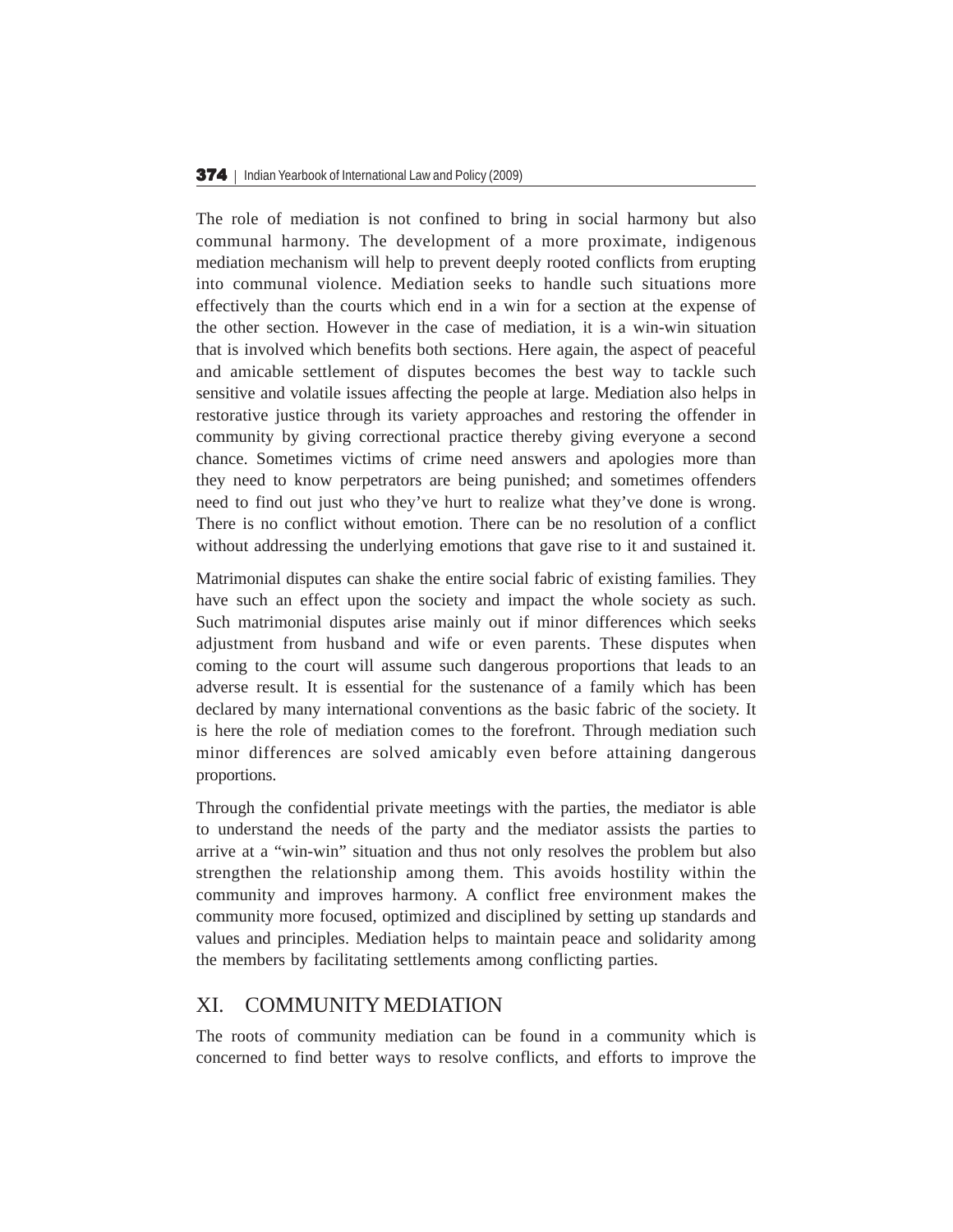The role of mediation is not confined to bring in social harmony but also communal harmony. The development of a more proximate, indigenous mediation mechanism will help to prevent deeply rooted conflicts from erupting into communal violence. Mediation seeks to handle such situations more effectively than the courts which end in a win for a section at the expense of the other section. However in the case of mediation, it is a win-win situation that is involved which benefits both sections. Here again, the aspect of peaceful and amicable settlement of disputes becomes the best way to tackle such sensitive and volatile issues affecting the people at large. Mediation also helps in restorative justice through its variety approaches and restoring the offender in community by giving correctional practice thereby giving everyone a second chance. Sometimes victims of crime need answers and apologies more than they need to know perpetrators are being punished; and sometimes offenders need to find out just who they've hurt to realize what they've done is wrong. There is no conflict without emotion. There can be no resolution of a conflict without addressing the underlying emotions that gave rise to it and sustained it.

Matrimonial disputes can shake the entire social fabric of existing families. They have such an effect upon the society and impact the whole society as such. Such matrimonial disputes arise mainly out if minor differences which seeks adjustment from husband and wife or even parents. These disputes when coming to the court will assume such dangerous proportions that leads to an adverse result. It is essential for the sustenance of a family which has been declared by many international conventions as the basic fabric of the society. It is here the role of mediation comes to the forefront. Through mediation such minor differences are solved amicably even before attaining dangerous proportions.

Through the confidential private meetings with the parties, the mediator is able to understand the needs of the party and the mediator assists the parties to arrive at a "win-win" situation and thus not only resolves the problem but also strengthen the relationship among them. This avoids hostility within the community and improves harmony. A conflict free environment makes the community more focused, optimized and disciplined by setting up standards and values and principles. Mediation helps to maintain peace and solidarity among the members by facilitating settlements among conflicting parties.

## XI. COMMUNITY MEDIATION

The roots of community mediation can be found in a community which is concerned to find better ways to resolve conflicts, and efforts to improve the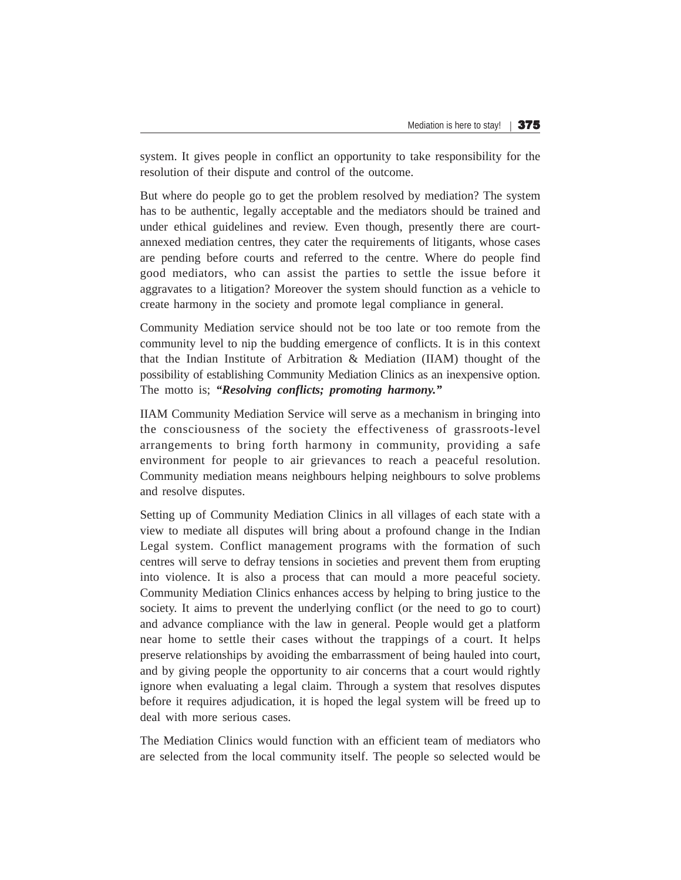system. It gives people in conflict an opportunity to take responsibility for the resolution of their dispute and control of the outcome.

But where do people go to get the problem resolved by mediation? The system has to be authentic, legally acceptable and the mediators should be trained and under ethical guidelines and review. Even though, presently there are court-annexed mediation centres, they cater the requirements of litigants, whose cases are pending before courts and referred to the centre. Where do people find good mediators, who can assist the parties to settle the issue before it aggravates to a litigation? Moreover the system should function as a vehicle to create harmony in the society and promote legal compliance in general.

Community Mediation service should not be too late or too remote from the community level to nip the budding emergence of conflicts. It is in this context that the Indian Institute of Arbitration & Mediation (IIAM) thought of the possibility of establishing Community Mediation Clinics as an inexpensive option. The motto is; ***"Resolving conflicts; promoting harmony."***

IIAM Community Mediation Service will serve as a mechanism in bringing into the consciousness of the society the effectiveness of grassroots-level arrangements to bring forth harmony in community, providing a safe environment for people to air grievances to reach a peaceful resolution. Community mediation means neighbours helping neighbours to solve problems and resolve disputes.

Setting up of Community Mediation Clinics in all villages of each state with a view to mediate all disputes will bring about a profound change in the Indian Legal system. Conflict management programs with the formation of such centres will serve to defray tensions in societies and prevent them from erupting into violence. It is also a process that can mould a more peaceful society. Community Mediation Clinics enhances access by helping to bring justice to the society. It aims to prevent the underlying conflict (or the need to go to court) and advance compliance with the law in general. People would get a platform near home to settle their cases without the trappings of a court. It helps preserve relationships by avoiding the embarrassment of being hauled into court, and by giving people the opportunity to air concerns that a court would rightly ignore when evaluating a legal claim. Through a system that resolves disputes before it requires adjudication, it is hoped the legal system will be freed up to deal with more serious cases.

The Mediation Clinics would function with an efficient team of mediators who are selected from the local community itself. The people so selected would be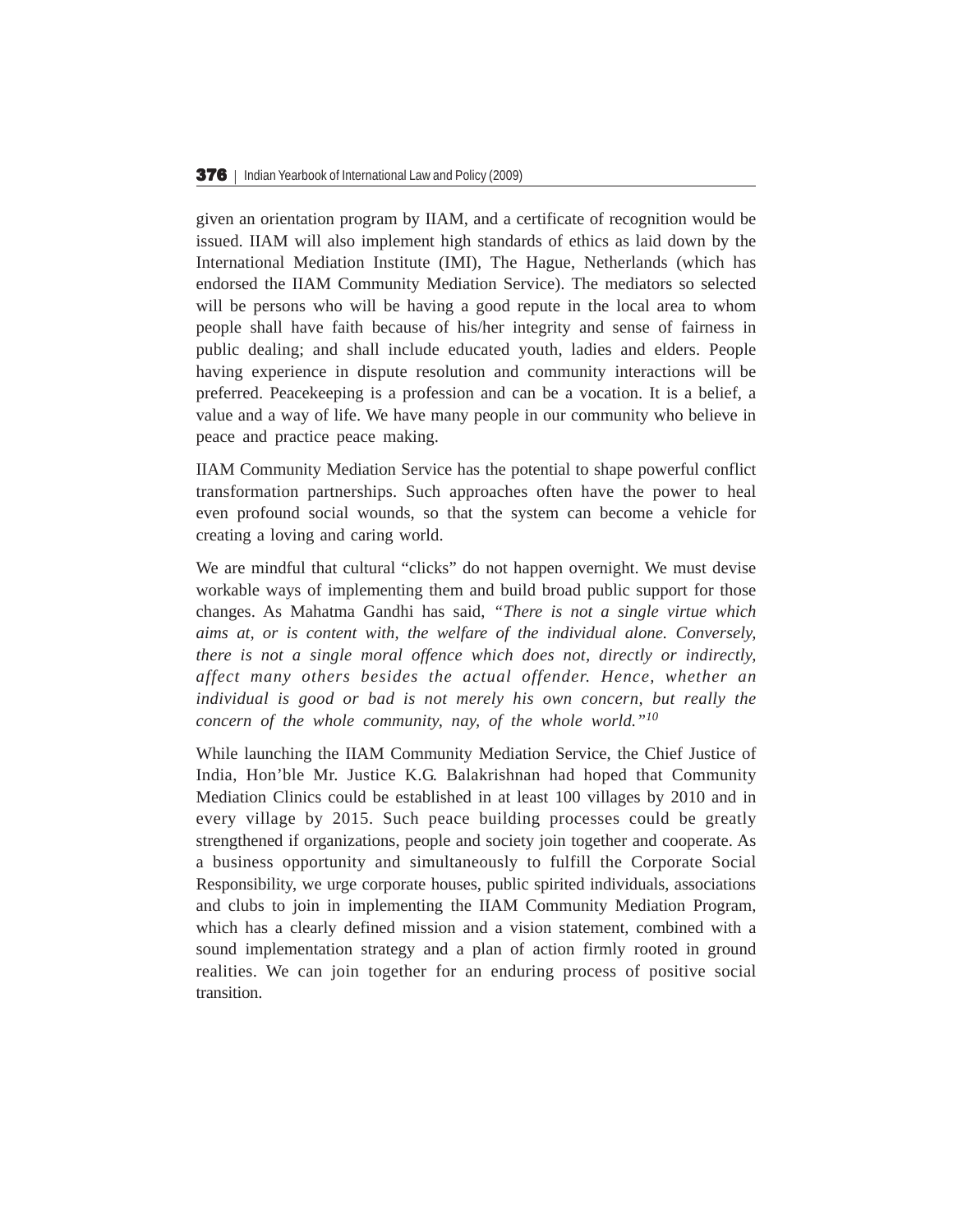given an orientation program by IIAM, and a certificate of recognition would be issued. IIAM will also implement high standards of ethics as laid down by the International Mediation Institute (IMI), The Hague, Netherlands (which has endorsed the IIAM Community Mediation Service). The mediators so selected will be persons who will be having a good repute in the local area to whom people shall have faith because of his/her integrity and sense of fairness in public dealing; and shall include educated youth, ladies and elders. People having experience in dispute resolution and community interactions will be preferred. Peacekeeping is a profession and can be a vocation. It is a belief, a value and a way of life. We have many people in our community who believe in peace and practice peace making.

IIAM Community Mediation Service has the potential to shape powerful conflict transformation partnerships. Such approaches often have the power to heal even profound social wounds, so that the system can become a vehicle for creating a loving and caring world.

We are mindful that cultural "clicks" do not happen overnight. We must devise workable ways of implementing them and build broad public support for those changes. As Mahatma Gandhi has said, *"There is not a single virtue which aims at, or is content with, the welfare of the individual alone. Conversely, there is not a single moral offence which does not, directly or indirectly, affect many others besides the actual offender. Hence, whether an individual is good or bad is not merely his own concern, but really the concern of the whole community, nay, of the whole world."*[10]

While launching the IIAM Community Mediation Service, the Chief Justice of India, Hon'ble Mr. Justice K.G. Balakrishnan had hoped that Community Mediation Clinics could be established in at least 100 villages by 2010 and in every village by 2015. Such peace building processes could be greatly strengthened if organizations, people and society join together and cooperate. As a business opportunity and simultaneously to fulfill the Corporate Social Responsibility, we urge corporate houses, public spirited individuals, associations and clubs to join in implementing the IIAM Community Mediation Program, which has a clearly defined mission and a vision statement, combined with a sound implementation strategy and a plan of action firmly rooted in ground realities. We can join together for an enduring process of positive social transition.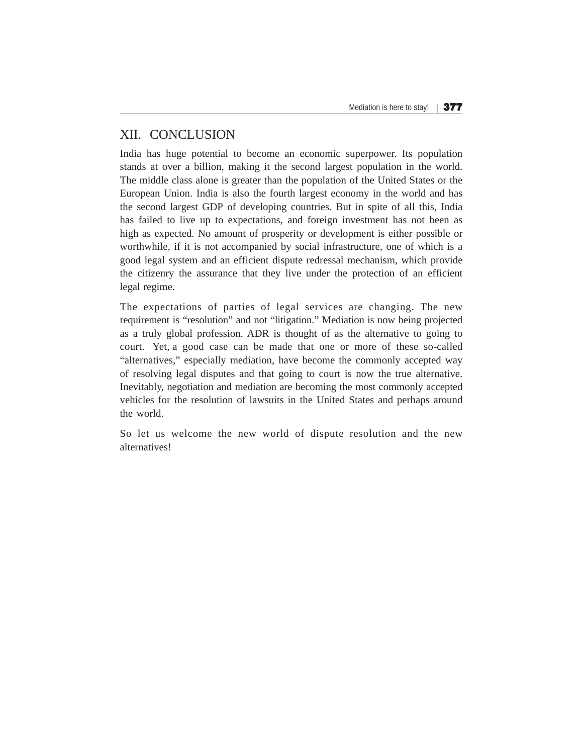## XII. CONCLUSION

India has huge potential to become an economic superpower. Its population stands at over a billion, making it the second largest population in the world. The middle class alone is greater than the population of the United States or the European Union. India is also the fourth largest economy in the world and has the second largest GDP of developing countries. But in spite of all this, India has failed to live up to expectations, and foreign investment has not been as high as expected. No amount of prosperity or development is either possible or worthwhile, if it is not accompanied by social infrastructure, one of which is a good legal system and an efficient dispute redressal mechanism, which provide the citizenry the assurance that they live under the protection of an efficient legal regime.

The expectations of parties of legal services are changing. The new requirement is "resolution" and not "litigation." Mediation is now being projected as a truly global profession. ADR is thought of as the alternative to going to court. Yet, a good case can be made that one or more of these so-called "alternatives," especially mediation, have become the commonly accepted way of resolving legal disputes and that going to court is now the true alternative. Inevitably, negotiation and mediation are becoming the most commonly accepted vehicles for the resolution of lawsuits in the United States and perhaps around the world.

So let us welcome the new world of dispute resolution and the new alternatives!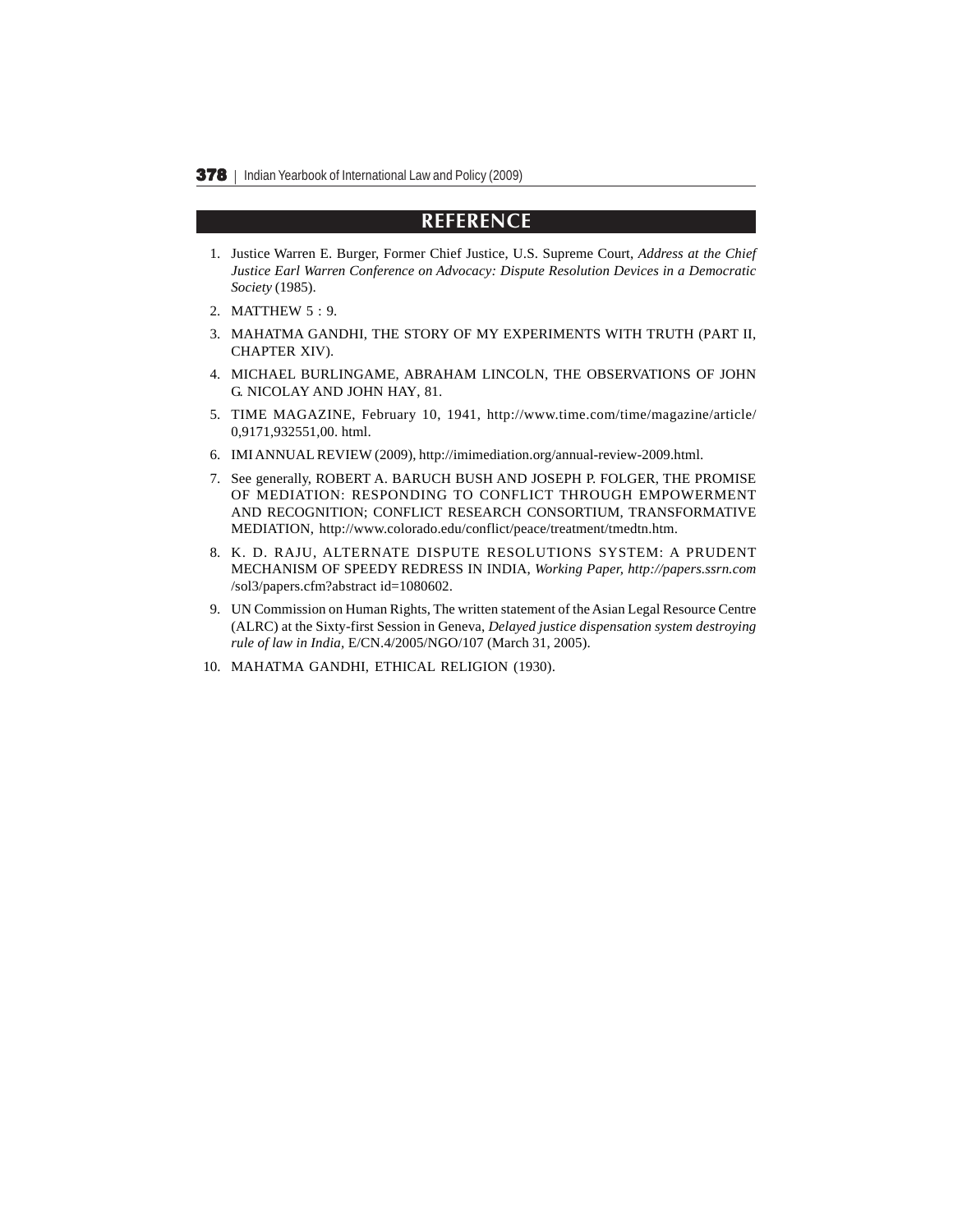## REFERENCE

1. Justice Warren E. Burger, Former Chief Justice, U.S. Supreme Court, *Address at the Chief Justice Earl Warren Conference on Advocacy: Dispute Resolution Devices in a Democratic Society* (1985).
2. MATTHEW 5 : 9.
3. MAHATMA GANDHI, THE STORY OF MY EXPERIMENTS WITH TRUTH (PART II, CHAPTER XIV).
4. MICHAEL BURLINGAME, ABRAHAM LINCOLN, THE OBSERVATIONS OF JOHN G. NICOLAY AND JOHN HAY, 81.
5. TIME MAGAZINE, February 10, 1941, http://www.time.com/time/magazine/article/0,9171,932551,00. html.
6. IMI ANNUAL REVIEW (2009), http://imimediation.org/annual-review-2009.html.
7. See generally, ROBERT A. BARUCH BUSH AND JOSEPH P. FOLGER, THE PROMISE OF MEDIATION: RESPONDING TO CONFLICT THROUGH EMPOWERMENT AND RECOGNITION; CONFLICT RESEARCH CONSORTIUM, TRANSFORMATIVE MEDIATION, http://www.colorado.edu/conflict/peace/treatment/tmedtn.htm.
8. K. D. RAJU, ALTERNATE DISPUTE RESOLUTIONS SYSTEM: A PRUDENT MECHANISM OF SPEEDY REDRESS IN INDIA, *Working Paper, http://papers.ssrn.com* /sol3/papers.cfm?abstract id=1080602.
9. UN Commission on Human Rights, The written statement of the Asian Legal Resource Centre (ALRC) at the Sixty-first Session in Geneva, *Delayed justice dispensation system destroying rule of law in India,* E/CN.4/2005/NGO/107 (March 31, 2005).
10. MAHATMA GANDHI, ETHICAL RELIGION (1930).